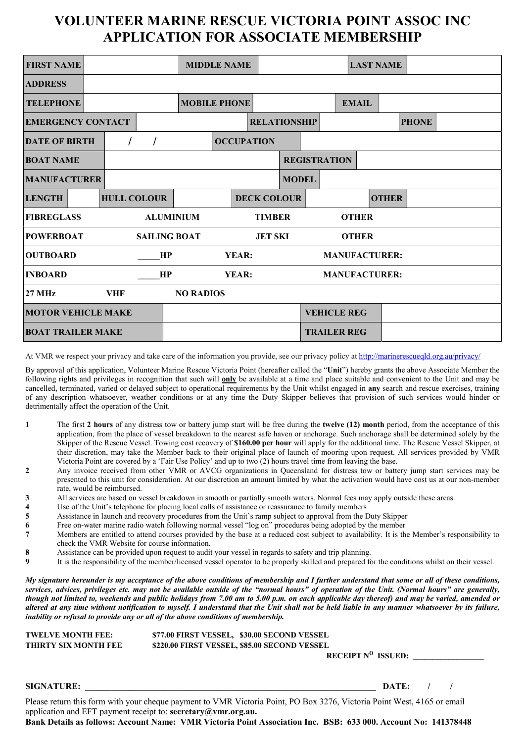# VOLUNTEER MARINE RESCUE VICTORIA POINT ASSOC INC
# APPLICATION FOR ASSOCIATE MEMBERSHIP

| | | | | | | | |
|---|---|---|---|---|---|---|---|
| **FIRST NAME** | | **MIDDLE NAME** | | **LAST NAME** | | | |
| **ADDRESS** | | | | | | | |
| **TELEPHONE** | | **MOBILE PHONE** | | **EMAIL** | | | |
| **EMERGENCY CONTACT** | | **RELATIONSHIP** | | **PHONE** | | | |
| **DATE OF BIRTH** | / / | **OCCUPATION** | | | | | |
| **BOAT NAME** | | **REGISTRATION** | | | | | |
| **MANUFACTURER** | | **MODEL** | | | | | |
| **LENGTH** | | **HULL COLOUR** | | **DECK COLOUR** | | **OTHER** | |
| **FIBREGLASS** | **ALUMINIUM** | **TIMBER** | **OTHER** | | | | |
| **POWERBOAT** | **SAILING BOAT** | **JET SKI** | **OTHER** | | | | |
| **OUTBOARD** | _____**HP** | **YEAR:** | **MANUFACTURER:** | | | | |
| **INBOARD** | _____**HP** | **YEAR:** | **MANUFACTURER:** | | | | |
| **27 MHz** | **VHF** | **NO RADIOS** | | | | | |
| **MOTOR VEHICLE MAKE** | | **VEHICLE REG** | | | | | |
| **BOAT TRAILER MAKE** | | **TRAILER REG** | | | | | |

At VMR we respect your privacy and take care of the information you provide, see our privacy policy at http://marinerescueqld.org.au/privacy/

By approval of this application, Volunteer Marine Rescue Victoria Point (hereafter called the "**Unit**") hereby grants the above Associate Member the following rights and privileges in recognition that such will **only** be available at a time and place suitable and convenient to the Unit and may be cancelled, terminated, varied or delayed subject to operational requirements by the Unit whilst engaged in **any** search and rescue exercises, training of any description whatsoever, weather conditions or at any time the Duty Skipper believes that provision of such services would hinder or detrimentally affect the operation of the Unit.

1. The first **2 hours** of any distress tow or battery jump start will be free during the **twelve (12) month** period, from the acceptance of this application, from the place of vessel breakdown to the nearest safe haven or anchorage. Such anchorage shall be determined solely by the Skipper of the Rescue Vessel. Towing cost recovery of **$160.00 per hour** will apply for the additional time. The Rescue Vessel Skipper, at their discretion, may take the Member back to their original place of launch of mooring upon request. All services provided by VMR Victoria Point are covered by a 'Fair Use Policy' and up to two (2) hours travel time from leaving the base.
2. Any invoice received from other VMR or AVCG organizations in Queensland for distress tow or battery jump start services may be presented to this unit for consideration. At our discretion an amount limited by what the activation would have cost us at our non-member rate, would be reimbursed.
3. All services are based on vessel breakdown in smooth or partially smooth waters. Normal fees may apply outside these areas.
4. Use of the Unit's telephone for placing local calls of assistance or reassurance to family members
5. Assistance in launch and recovery procedures from the Unit's ramp subject to approval from the Duty Skipper
6. Free on-water marine radio watch following normal vessel "log on" procedures being adopted by the member
7. Members are entitled to attend courses provided by the base at a reduced cost subject to availability. It is the Member's responsibility to check the VMR Website for course information.
8. Assistance can be provided upon request to audit your vessel in regards to safety and trip planning.
9. It is the responsibility of the member/licensed vessel operator to be properly skilled and prepared for the conditions whilst on their vessel.

***My signature hereunder is my acceptance of the above conditions of membership and I further understand that some or all of these conditions, services, advices, privileges etc. may not be available outside of the "normal hours" of operation of the Unit. (Normal hours" are generally, though not limited to, weekends and public holidays from 7.00 am to 5.00 p.m. on each applicable day thereof) and may be varied, amended or altered at any time without notification to myself. I understand that the Unit shall not be held liable in any manner whatsoever by its failure, inability or refusal to provide any or all of the above conditions of membership.***

**TWELVE MONTH FEE:** **$77.00 FIRST VESSEL, $30.00 SECOND VESSEL**
**THIRTY SIX MONTH FEE** **$220.00 FIRST VESSEL, $85.00 SECOND VESSEL**

**RECEIPT N^O ISSUED:** _________________

**SIGNATURE:** ____________________________________________ **DATE:** / /

Please return this form with your cheque payment to VMR Victoria Point, PO Box 3276, Victoria Point West, 4165 or email application and EFT payment receipt to: **secretary@vmr.org.au.**
**Bank Details as follows: Account Name: VMR Victoria Point Association Inc. BSB: 633 000. Account No: 141378448**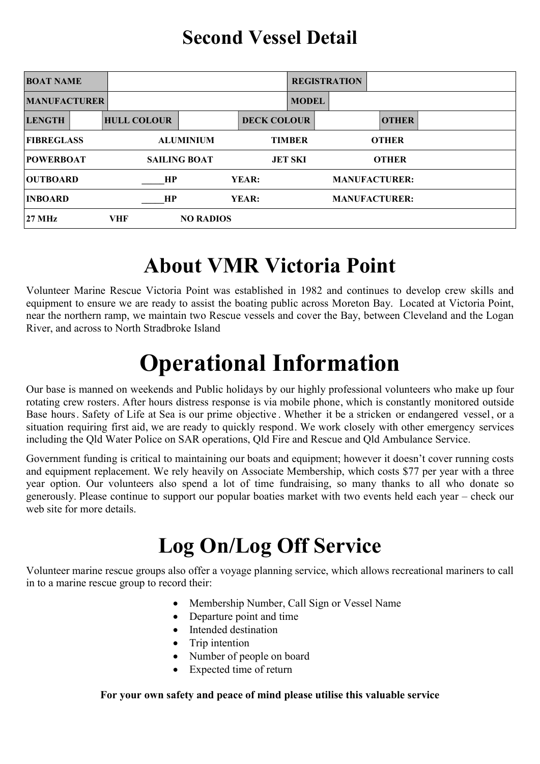# Second Vessel Detail

| | | | | | | | |
|---|---|---|---|---|---|---|---|
| **BOAT NAME** | | | | **REGISTRATION** | | | |
| **MANUFACTURER** | | | | **MODEL** | | | |
| **LENGTH** | | **HULL COLOUR** | | **DECK COLOUR** | | **OTHER** | |
| **FIBREGLASS** | | **ALUMINIUM** | | **TIMBER** | | **OTHER** | |
| **POWERBOAT** | | **SAILING BOAT** | | **JET SKI** | | **OTHER** | |
| **OUTBOARD** | | **_____HP** | | **YEAR:** | | **MANUFACTURER:** | |
| **INBOARD** | | **_____HP** | | **YEAR:** | | **MANUFACTURER:** | |
| **27 MHz** | **VHF** | **NO RADIOS** | | | | | |

# About VMR Victoria Point

Volunteer Marine Rescue Victoria Point was established in 1982 and continues to develop crew skills and equipment to ensure we are ready to assist the boating public across Moreton Bay. Located at Victoria Point, near the northern ramp, we maintain two Rescue vessels and cover the Bay, between Cleveland and the Logan River, and across to North Stradbroke Island

# Operational Information

Our base is manned on weekends and Public holidays by our highly professional volunteers who make up four rotating crew rosters. After hours distress response is via mobile phone, which is constantly monitored outside Base hours. Safety of Life at Sea is our prime objective. Whether it be a stricken or endangered vessel, or a situation requiring first aid, we are ready to quickly respond. We work closely with other emergency services including the Qld Water Police on SAR operations, Qld Fire and Rescue and Qld Ambulance Service.

Government funding is critical to maintaining our boats and equipment; however it doesn't cover running costs and equipment replacement. We rely heavily on Associate Membership, which costs $77 per year with a three year option. Our volunteers also spend a lot of time fundraising, so many thanks to all who donate so generously. Please continue to support our popular boaties market with two events held each year – check our web site for more details.

# Log On/Log Off Service

Volunteer marine rescue groups also offer a voyage planning service, which allows recreational mariners to call in to a marine rescue group to record their:

- Membership Number, Call Sign or Vessel Name
- Departure point and time
- Intended destination
- Trip intention
- Number of people on board
- Expected time of return

**For your own safety and peace of mind please utilise this valuable service**